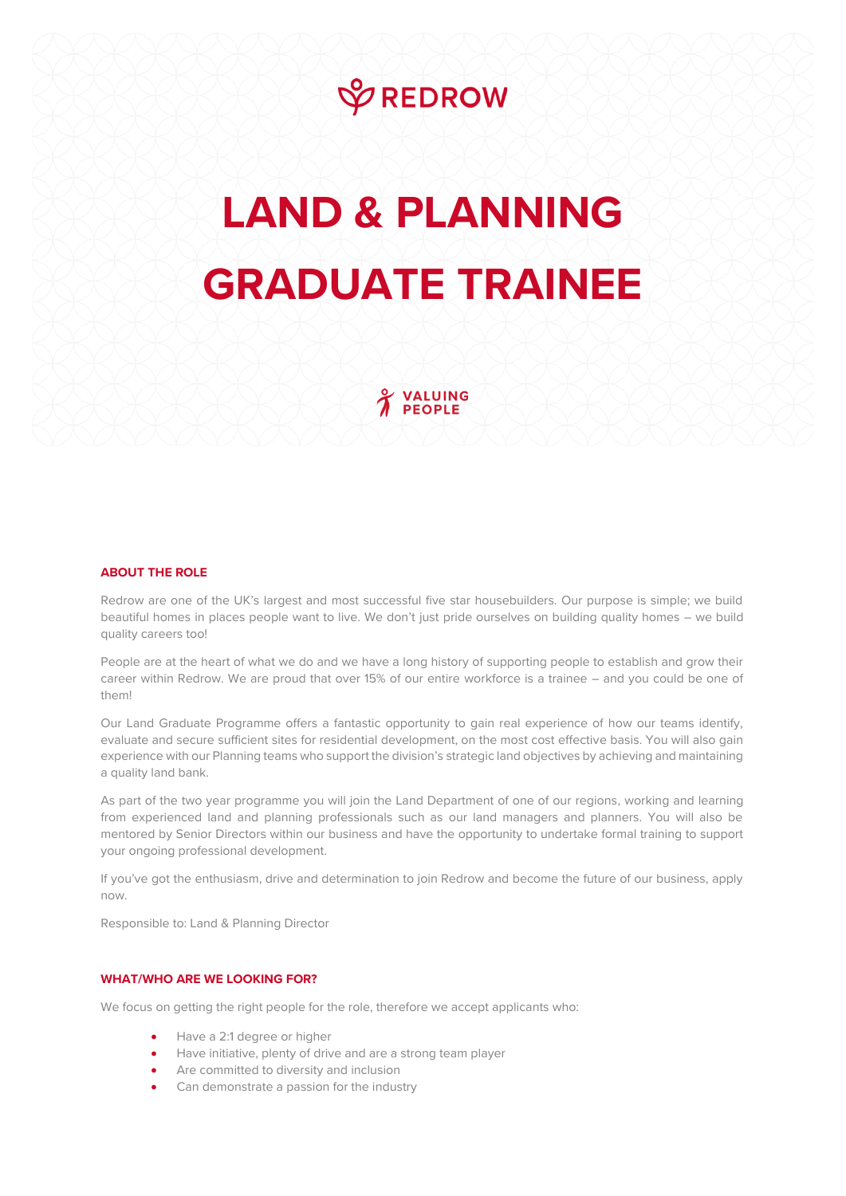REDROW

# LAND & PLANNING GRADUATE TRAINEE

VALUING PEOPLE

## ABOUT THE ROLE

Redrow are one of the UK's largest and most successful five star housebuilders. Our purpose is simple; we build beautiful homes in places people want to live. We don't just pride ourselves on building quality homes – we build quality careers too!

People are at the heart of what we do and we have a long history of supporting people to establish and grow their career within Redrow. We are proud that over 15% of our entire workforce is a trainee – and you could be one of them!

Our Land Graduate Programme offers a fantastic opportunity to gain real experience of how our teams identify, evaluate and secure sufficient sites for residential development, on the most cost effective basis. You will also gain experience with our Planning teams who support the division's strategic land objectives by achieving and maintaining a quality land bank.

As part of the two year programme you will join the Land Department of one of our regions, working and learning from experienced land and planning professionals such as our land managers and planners. You will also be mentored by Senior Directors within our business and have the opportunity to undertake formal training to support your ongoing professional development.

If you've got the enthusiasm, drive and determination to join Redrow and become the future of our business, apply now.

Responsible to: Land & Planning Director

## WHAT/WHO ARE WE LOOKING FOR?

We focus on getting the right people for the role, therefore we accept applicants who:

- Have a 2:1 degree or higher
- Have initiative, plenty of drive and are a strong team player
- Are committed to diversity and inclusion
- Can demonstrate a passion for the industry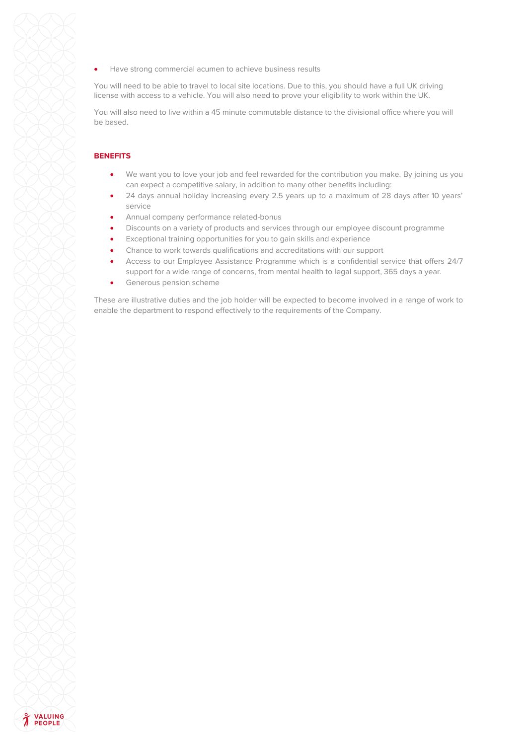- Have strong commercial acumen to achieve business results

You will need to be able to travel to local site locations. Due to this, you should have a full UK driving license with access to a vehicle. You will also need to prove your eligibility to work within the UK.

You will also need to live within a 45 minute commutable distance to the divisional office where you will be based.

## BENEFITS

- We want you to love your job and feel rewarded for the contribution you make. By joining us you can expect a competitive salary, in addition to many other benefits including:
- 24 days annual holiday increasing every 2.5 years up to a maximum of 28 days after 10 years' service
- Annual company performance related-bonus
- Discounts on a variety of products and services through our employee discount programme
- Exceptional training opportunities for you to gain skills and experience
- Chance to work towards qualifications and accreditations with our support
- Access to our Employee Assistance Programme which is a confidential service that offers 24/7 support for a wide range of concerns, from mental health to legal support, 365 days a year.
- Generous pension scheme

These are illustrative duties and the job holder will be expected to become involved in a range of work to enable the department to respond effectively to the requirements of the Company.